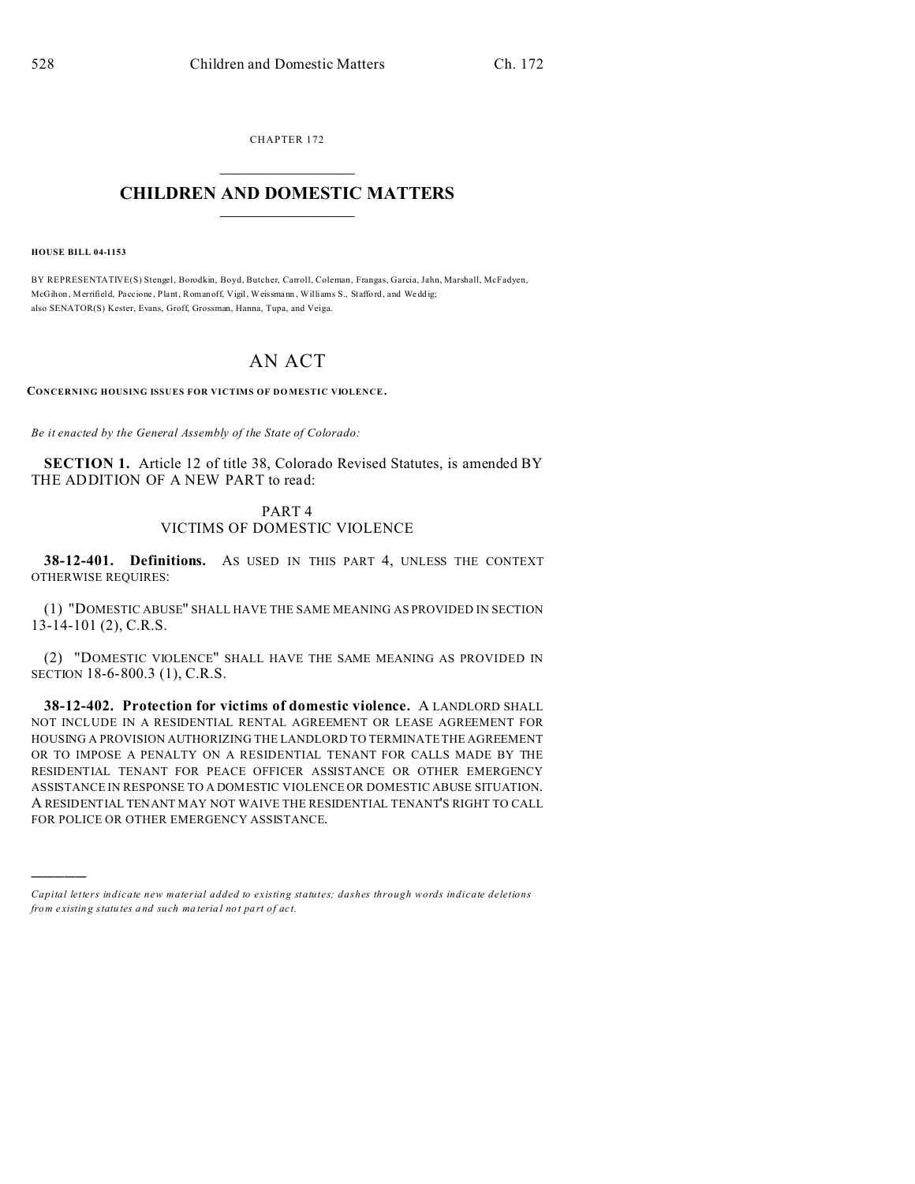CHAPTER 172

# CHILDREN AND DOMESTIC MATTERS

**HOUSE BILL 04-1153**

BY REPRESENTATIVE(S) Stengel, Borodkin, Boyd, Butcher, Carroll, Coleman, Frangas, Garcia, Jahn, Marshall, McFadyen, McGihon, Merrifield, Paccione, Plant, Romanoff, Vigil, Weissmann, Williams S., Stafford, and Weddig;
also SENATOR(S) Kester, Evans, Groff, Grossman, Hanna, Tupa, and Veiga.

# AN ACT

**CONCERNING HOUSING ISSUES FOR VICTIMS OF DOMESTIC VIOLENCE.**

*Be it enacted by the General Assembly of the State of Colorado:*

**SECTION 1.** Article 12 of title 38, Colorado Revised Statutes, is amended BY THE ADDITION OF A NEW PART to read:

PART 4
VICTIMS OF DOMESTIC VIOLENCE

**38-12-401. Definitions.** AS USED IN THIS PART 4, UNLESS THE CONTEXT OTHERWISE REQUIRES:

(1) "DOMESTIC ABUSE" SHALL HAVE THE SAME MEANING AS PROVIDED IN SECTION 13-14-101 (2), C.R.S.

(2) "DOMESTIC VIOLENCE" SHALL HAVE THE SAME MEANING AS PROVIDED IN SECTION 18-6-800.3 (1), C.R.S.

**38-12-402. Protection for victims of domestic violence.** A LANDLORD SHALL NOT INCLUDE IN A RESIDENTIAL RENTAL AGREEMENT OR LEASE AGREEMENT FOR HOUSING A PROVISION AUTHORIZING THE LANDLORD TO TERMINATE THE AGREEMENT OR TO IMPOSE A PENALTY ON A RESIDENTIAL TENANT FOR CALLS MADE BY THE RESIDENTIAL TENANT FOR PEACE OFFICER ASSISTANCE OR OTHER EMERGENCY ASSISTANCE IN RESPONSE TO A DOMESTIC VIOLENCE OR DOMESTIC ABUSE SITUATION. A RESIDENTIAL TENANT MAY NOT WAIVE THE RESIDENTIAL TENANT'S RIGHT TO CALL FOR POLICE OR OTHER EMERGENCY ASSISTANCE.

---

*Capital letters indicate new material added to existing statutes; dashes through words indicate deletions from existing statutes and such material not part of act.*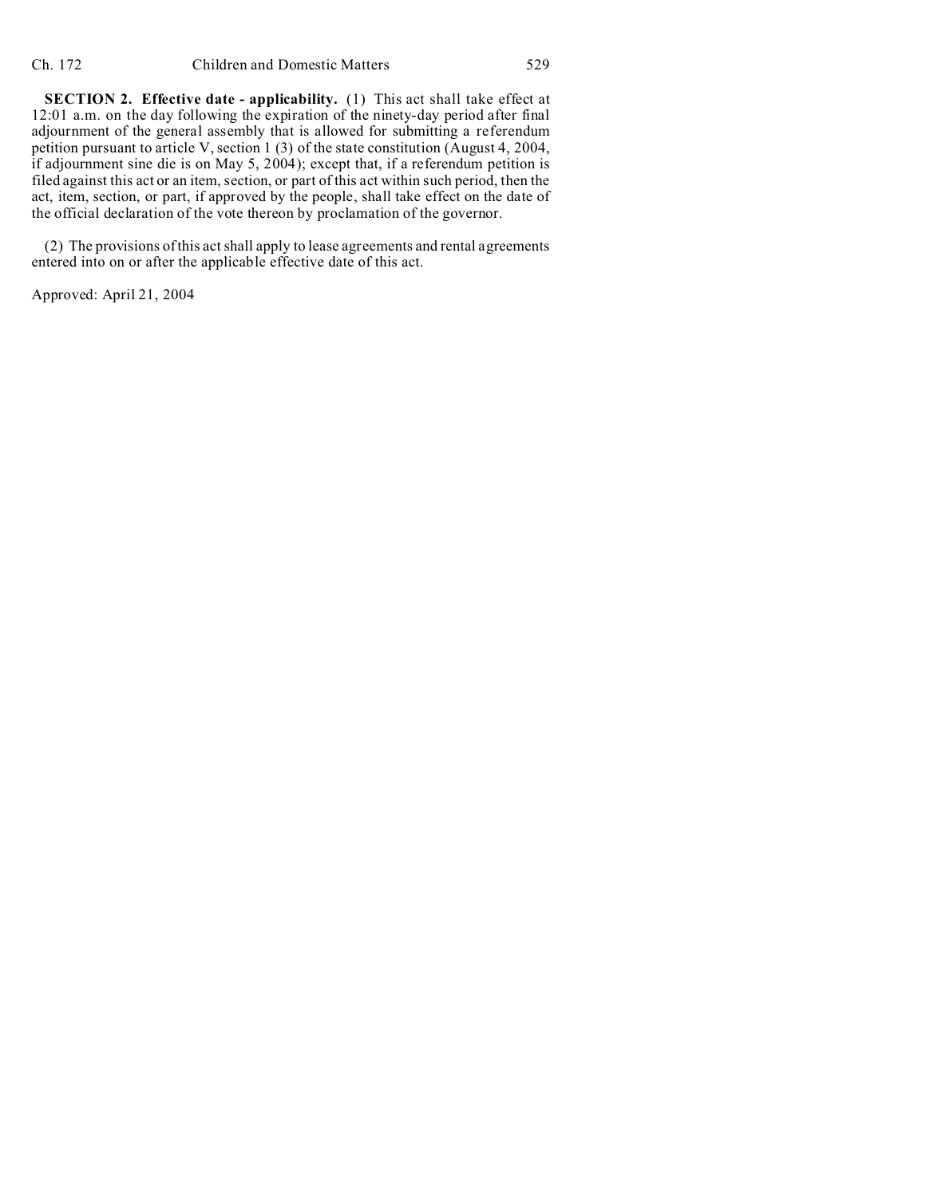**SECTION 2. Effective date - applicability.** (1) This act shall take effect at 12:01 a.m. on the day following the expiration of the ninety-day period after final adjournment of the general assembly that is allowed for submitting a referendum petition pursuant to article V, section 1 (3) of the state constitution (August 4, 2004, if adjournment sine die is on May 5, 2004); except that, if a referendum petition is filed against this act or an item, section, or part of this act within such period, then the act, item, section, or part, if approved by the people, shall take effect on the date of the official declaration of the vote thereon by proclamation of the governor.

(2) The provisions of this act shall apply to lease agreements and rental agreements entered into on or after the applicable effective date of this act.

Approved: April 21, 2004